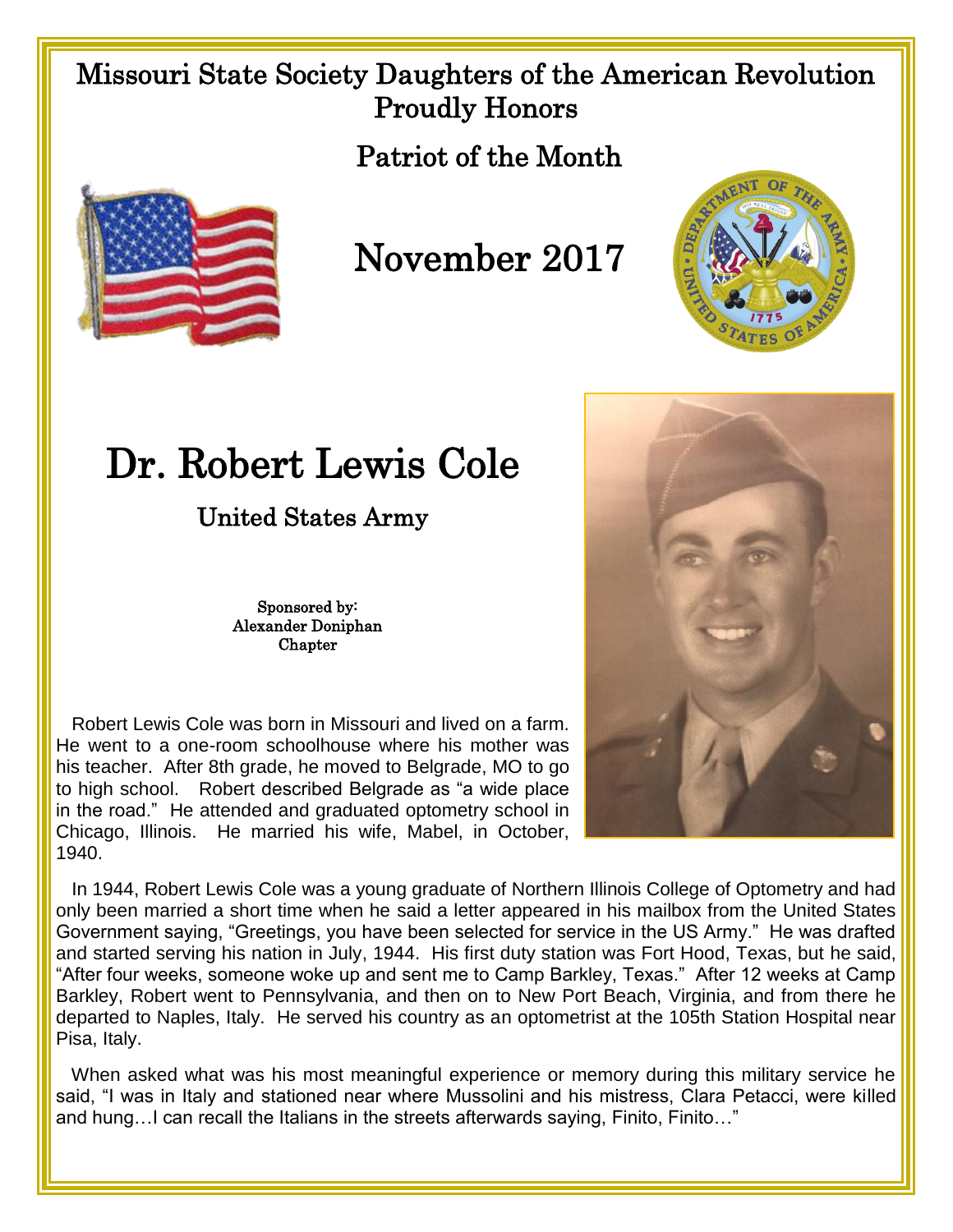Missouri State Society Daughters of the American Revolution
Proudly Honors

Patriot of the Month

# November 2017

# Dr. Robert Lewis Cole

## United States Army

Sponsored by:
Alexander Doniphan
Chapter

Robert Lewis Cole was born in Missouri and lived on a farm. He went to a one-room schoolhouse where his mother was his teacher. After 8th grade, he moved to Belgrade, MO to go to high school. Robert described Belgrade as "a wide place in the road." He attended and graduated optometry school in Chicago, Illinois. He married his wife, Mabel, in October, 1940.

In 1944, Robert Lewis Cole was a young graduate of Northern Illinois College of Optometry and had only been married a short time when he said a letter appeared in his mailbox from the United States Government saying, "Greetings, you have been selected for service in the US Army." He was drafted and started serving his nation in July, 1944. His first duty station was Fort Hood, Texas, but he said, "After four weeks, someone woke up and sent me to Camp Barkley, Texas." After 12 weeks at Camp Barkley, Robert went to Pennsylvania, and then on to New Port Beach, Virginia, and from there he departed to Naples, Italy. He served his country as an optometrist at the 105th Station Hospital near Pisa, Italy.

When asked what was his most meaningful experience or memory during this military service he said, "I was in Italy and stationed near where Mussolini and his mistress, Clara Petacci, were killed and hung…I can recall the Italians in the streets afterwards saying, Finito, Finito…"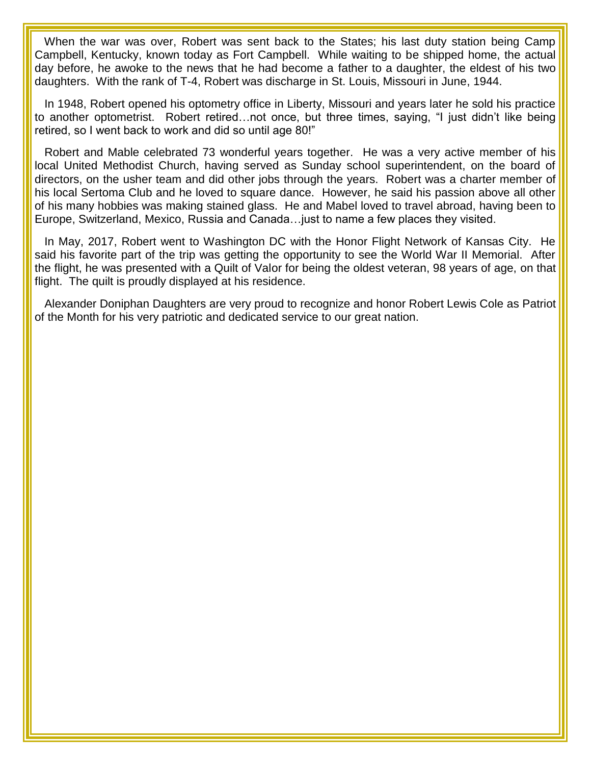When the war was over, Robert was sent back to the States; his last duty station being Camp Campbell, Kentucky, known today as Fort Campbell. While waiting to be shipped home, the actual day before, he awoke to the news that he had become a father to a daughter, the eldest of his two daughters. With the rank of T-4, Robert was discharge in St. Louis, Missouri in June, 1944.

In 1948, Robert opened his optometry office in Liberty, Missouri and years later he sold his practice to another optometrist. Robert retired…not once, but three times, saying, "I just didn't like being retired, so I went back to work and did so until age 80!"

Robert and Mable celebrated 73 wonderful years together. He was a very active member of his local United Methodist Church, having served as Sunday school superintendent, on the board of directors, on the usher team and did other jobs through the years. Robert was a charter member of his local Sertoma Club and he loved to square dance. However, he said his passion above all other of his many hobbies was making stained glass. He and Mabel loved to travel abroad, having been to Europe, Switzerland, Mexico, Russia and Canada…just to name a few places they visited.

In May, 2017, Robert went to Washington DC with the Honor Flight Network of Kansas City. He said his favorite part of the trip was getting the opportunity to see the World War II Memorial. After the flight, he was presented with a Quilt of Valor for being the oldest veteran, 98 years of age, on that flight. The quilt is proudly displayed at his residence.

Alexander Doniphan Daughters are very proud to recognize and honor Robert Lewis Cole as Patriot of the Month for his very patriotic and dedicated service to our great nation.